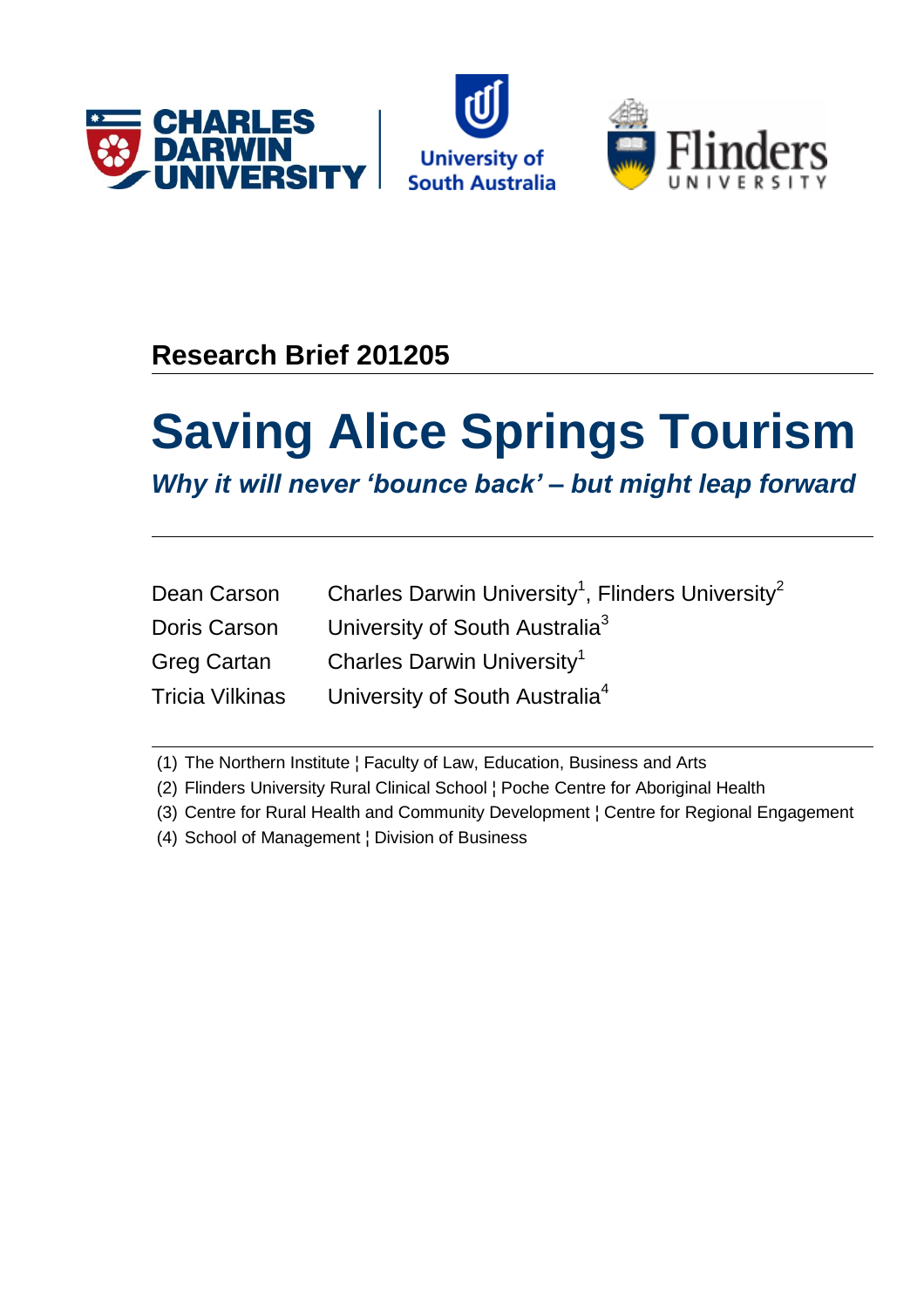Research Brief 201205

# Saving Alice Springs Tourism

## *Why it will never 'bounce back' – but might leap forward*

| | |
|---|---|
| Dean Carson | Charles Darwin University[1], Flinders University[2] |
| Doris Carson | University of South Australia[3] |
| Greg Cartan | Charles Darwin University[1] |
| Tricia Vilkinas | University of South Australia[4] |

(1) The Northern Institute ¦ Faculty of Law, Education, Business and Arts

(2) Flinders University Rural Clinical School ¦ Poche Centre for Aboriginal Health

(3) Centre for Rural Health and Community Development ¦ Centre for Regional Engagement

(4) School of Management ¦ Division of Business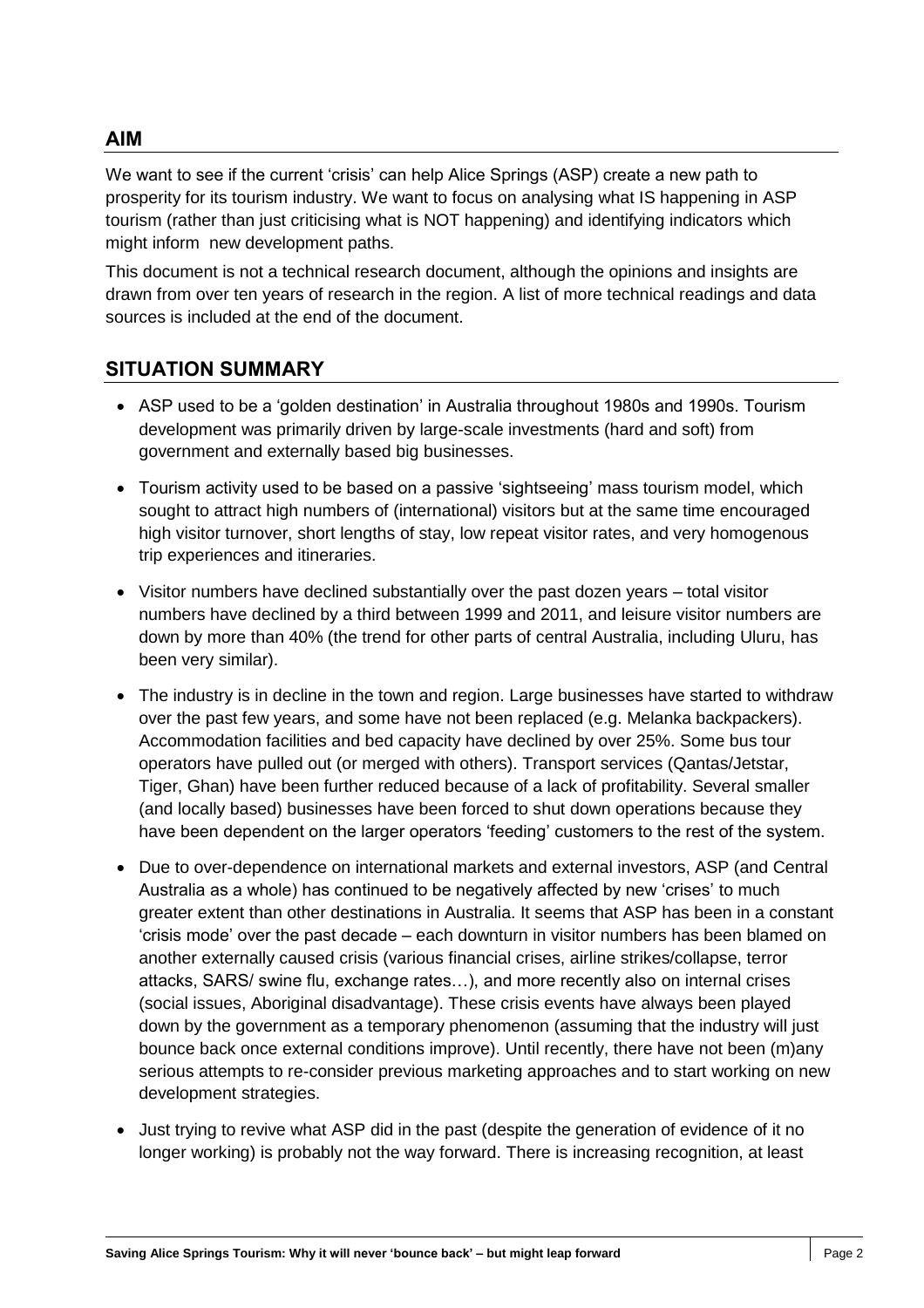## AIM

We want to see if the current 'crisis' can help Alice Springs (ASP) create a new path to prosperity for its tourism industry. We want to focus on analysing what IS happening in ASP tourism (rather than just criticising what is NOT happening) and identifying indicators which might inform new development paths.

This document is not a technical research document, although the opinions and insights are drawn from over ten years of research in the region. A list of more technical readings and data sources is included at the end of the document.

## SITUATION SUMMARY

- ASP used to be a 'golden destination' in Australia throughout 1980s and 1990s. Tourism development was primarily driven by large-scale investments (hard and soft) from government and externally based big businesses.
- Tourism activity used to be based on a passive 'sightseeing' mass tourism model, which sought to attract high numbers of (international) visitors but at the same time encouraged high visitor turnover, short lengths of stay, low repeat visitor rates, and very homogenous trip experiences and itineraries.
- Visitor numbers have declined substantially over the past dozen years – total visitor numbers have declined by a third between 1999 and 2011, and leisure visitor numbers are down by more than 40% (the trend for other parts of central Australia, including Uluru, has been very similar).
- The industry is in decline in the town and region. Large businesses have started to withdraw over the past few years, and some have not been replaced (e.g. Melanka backpackers). Accommodation facilities and bed capacity have declined by over 25%. Some bus tour operators have pulled out (or merged with others). Transport services (Qantas/Jetstar, Tiger, Ghan) have been further reduced because of a lack of profitability. Several smaller (and locally based) businesses have been forced to shut down operations because they have been dependent on the larger operators 'feeding' customers to the rest of the system.
- Due to over-dependence on international markets and external investors, ASP (and Central Australia as a whole) has continued to be negatively affected by new 'crises' to much greater extent than other destinations in Australia. It seems that ASP has been in a constant 'crisis mode' over the past decade – each downturn in visitor numbers has been blamed on another externally caused crisis (various financial crises, airline strikes/collapse, terror attacks, SARS/ swine flu, exchange rates…), and more recently also on internal crises (social issues, Aboriginal disadvantage). These crisis events have always been played down by the government as a temporary phenomenon (assuming that the industry will just bounce back once external conditions improve). Until recently, there have not been (m)any serious attempts to re-consider previous marketing approaches and to start working on new development strategies.
- Just trying to revive what ASP did in the past (despite the generation of evidence of it no longer working) is probably not the way forward. There is increasing recognition, at least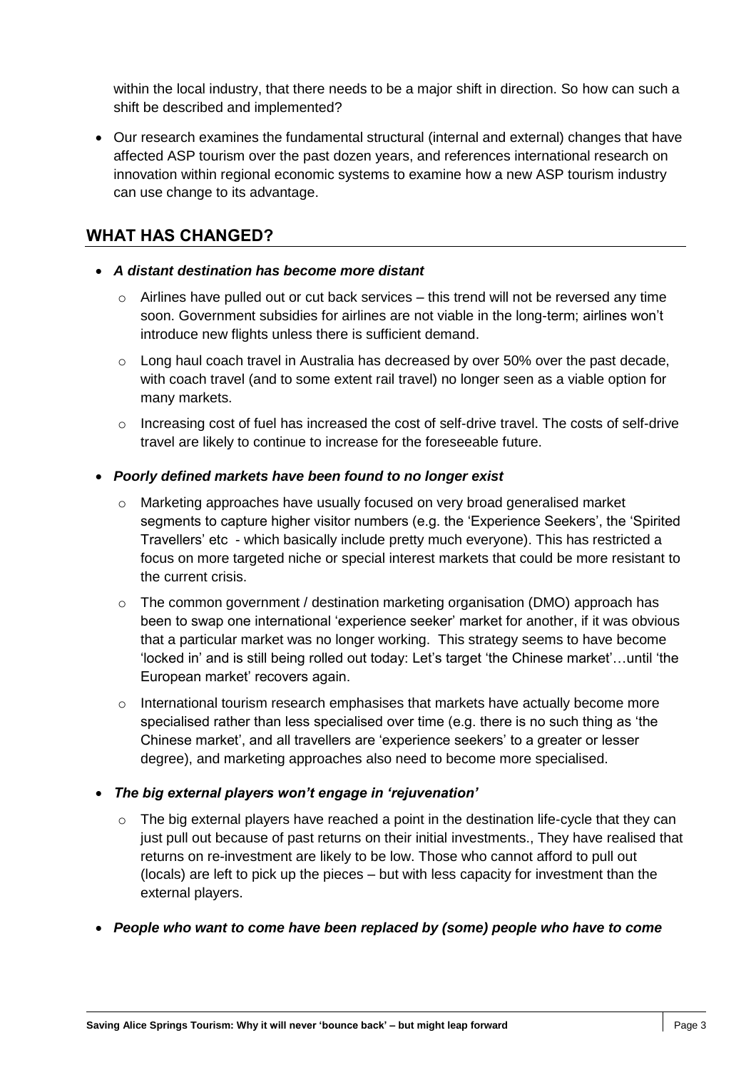within the local industry, that there needs to be a major shift in direction. So how can such a shift be described and implemented?

- Our research examines the fundamental structural (internal and external) changes that have affected ASP tourism over the past dozen years, and references international research on innovation within regional economic systems to examine how a new ASP tourism industry can use change to its advantage.

## WHAT HAS CHANGED?

- ***A distant destination has become more distant***
  - Airlines have pulled out or cut back services – this trend will not be reversed any time soon. Government subsidies for airlines are not viable in the long-term; airlines won't introduce new flights unless there is sufficient demand.
  - Long haul coach travel in Australia has decreased by over 50% over the past decade, with coach travel (and to some extent rail travel) no longer seen as a viable option for many markets.
  - Increasing cost of fuel has increased the cost of self-drive travel. The costs of self-drive travel are likely to continue to increase for the foreseeable future.
- ***Poorly defined markets have been found to no longer exist***
  - Marketing approaches have usually focused on very broad generalised market segments to capture higher visitor numbers (e.g. the 'Experience Seekers', the 'Spirited Travellers' etc - which basically include pretty much everyone). This has restricted a focus on more targeted niche or special interest markets that could be more resistant to the current crisis.
  - The common government / destination marketing organisation (DMO) approach has been to swap one international 'experience seeker' market for another, if it was obvious that a particular market was no longer working. This strategy seems to have become 'locked in' and is still being rolled out today: Let's target 'the Chinese market'…until 'the European market' recovers again.
  - International tourism research emphasises that markets have actually become more specialised rather than less specialised over time (e.g. there is no such thing as 'the Chinese market', and all travellers are 'experience seekers' to a greater or lesser degree), and marketing approaches also need to become more specialised.
- ***The big external players won't engage in 'rejuvenation'***
  - The big external players have reached a point in the destination life-cycle that they can just pull out because of past returns on their initial investments., They have realised that returns on re-investment are likely to be low. Those who cannot afford to pull out (locals) are left to pick up the pieces – but with less capacity for investment than the external players.
- ***People who want to come have been replaced by (some) people who have to come***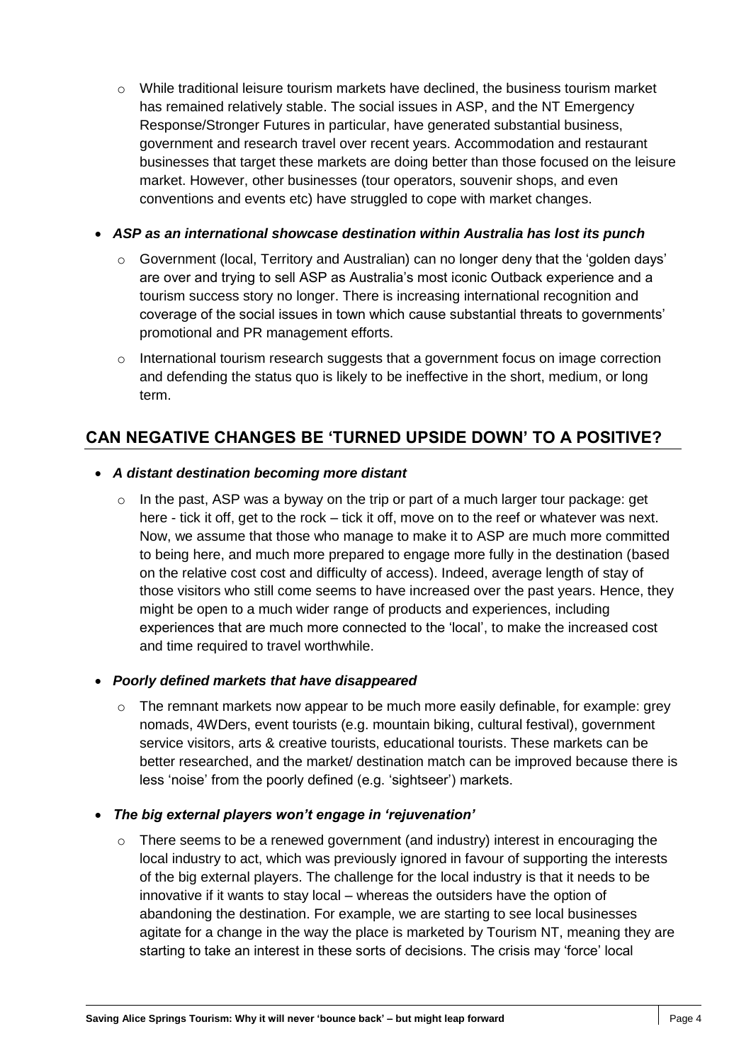- While traditional leisure tourism markets have declined, the business tourism market has remained relatively stable. The social issues in ASP, and the NT Emergency Response/Stronger Futures in particular, have generated substantial business, government and research travel over recent years. Accommodation and restaurant businesses that target these markets are doing better than those focused on the leisure market. However, other businesses (tour operators, souvenir shops, and even conventions and events etc) have struggled to cope with market changes.

- ***ASP as an international showcase destination within Australia has lost its punch***
  - Government (local, Territory and Australian) can no longer deny that the 'golden days' are over and trying to sell ASP as Australia's most iconic Outback experience and a tourism success story no longer. There is increasing international recognition and coverage of the social issues in town which cause substantial threats to governments' promotional and PR management efforts.
  - International tourism research suggests that a government focus on image correction and defending the status quo is likely to be ineffective in the short, medium, or long term.

## CAN NEGATIVE CHANGES BE 'TURNED UPSIDE DOWN' TO A POSITIVE?

- ***A distant destination becoming more distant***
  - In the past, ASP was a byway on the trip or part of a much larger tour package: get here - tick it off, get to the rock – tick it off, move on to the reef or whatever was next. Now, we assume that those who manage to make it to ASP are much more committed to being here, and much more prepared to engage more fully in the destination (based on the relative cost cost and difficulty of access). Indeed, average length of stay of those visitors who still come seems to have increased over the past years. Hence, they might be open to a much wider range of products and experiences, including experiences that are much more connected to the 'local', to make the increased cost and time required to travel worthwhile.

- ***Poorly defined markets that have disappeared***
  - The remnant markets now appear to be much more easily definable, for example: grey nomads, 4WDers, event tourists (e.g. mountain biking, cultural festival), government service visitors, arts & creative tourists, educational tourists. These markets can be better researched, and the market/ destination match can be improved because there is less 'noise' from the poorly defined (e.g. 'sightseer') markets.

- ***The big external players won't engage in 'rejuvenation'***
  - There seems to be a renewed government (and industry) interest in encouraging the local industry to act, which was previously ignored in favour of supporting the interests of the big external players. The challenge for the local industry is that it needs to be innovative if it wants to stay local – whereas the outsiders have the option of abandoning the destination. For example, we are starting to see local businesses agitate for a change in the way the place is marketed by Tourism NT, meaning they are starting to take an interest in these sorts of decisions. The crisis may 'force' local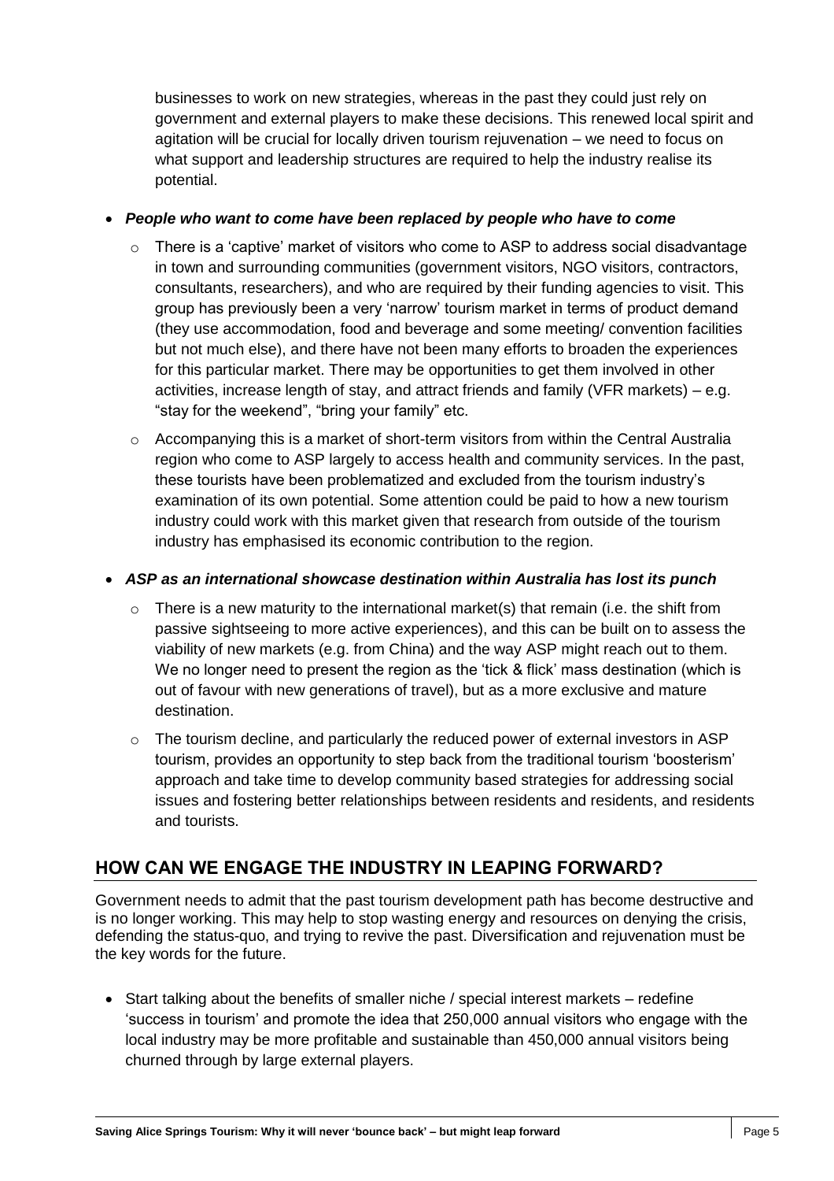businesses to work on new strategies, whereas in the past they could just rely on government and external players to make these decisions. This renewed local spirit and agitation will be crucial for locally driven tourism rejuvenation – we need to focus on what support and leadership structures are required to help the industry realise its potential.

- ***People who want to come have been replaced by people who have to come***
  - There is a 'captive' market of visitors who come to ASP to address social disadvantage in town and surrounding communities (government visitors, NGO visitors, contractors, consultants, researchers), and who are required by their funding agencies to visit. This group has previously been a very 'narrow' tourism market in terms of product demand (they use accommodation, food and beverage and some meeting/ convention facilities but not much else), and there have not been many efforts to broaden the experiences for this particular market. There may be opportunities to get them involved in other activities, increase length of stay, and attract friends and family (VFR markets) – e.g. "stay for the weekend", "bring your family" etc.
  - Accompanying this is a market of short-term visitors from within the Central Australia region who come to ASP largely to access health and community services. In the past, these tourists have been problematized and excluded from the tourism industry's examination of its own potential. Some attention could be paid to how a new tourism industry could work with this market given that research from outside of the tourism industry has emphasised its economic contribution to the region.

- ***ASP as an international showcase destination within Australia has lost its punch***
  - There is a new maturity to the international market(s) that remain (i.e. the shift from passive sightseeing to more active experiences), and this can be built on to assess the viability of new markets (e.g. from China) and the way ASP might reach out to them. We no longer need to present the region as the 'tick & flick' mass destination (which is out of favour with new generations of travel), but as a more exclusive and mature destination.
  - The tourism decline, and particularly the reduced power of external investors in ASP tourism, provides an opportunity to step back from the traditional tourism 'boosterism' approach and take time to develop community based strategies for addressing social issues and fostering better relationships between residents and residents, and residents and tourists.

## HOW CAN WE ENGAGE THE INDUSTRY IN LEAPING FORWARD?

Government needs to admit that the past tourism development path has become destructive and is no longer working. This may help to stop wasting energy and resources on denying the crisis, defending the status-quo, and trying to revive the past. Diversification and rejuvenation must be the key words for the future.

- Start talking about the benefits of smaller niche / special interest markets – redefine 'success in tourism' and promote the idea that 250,000 annual visitors who engage with the local industry may be more profitable and sustainable than 450,000 annual visitors being churned through by large external players.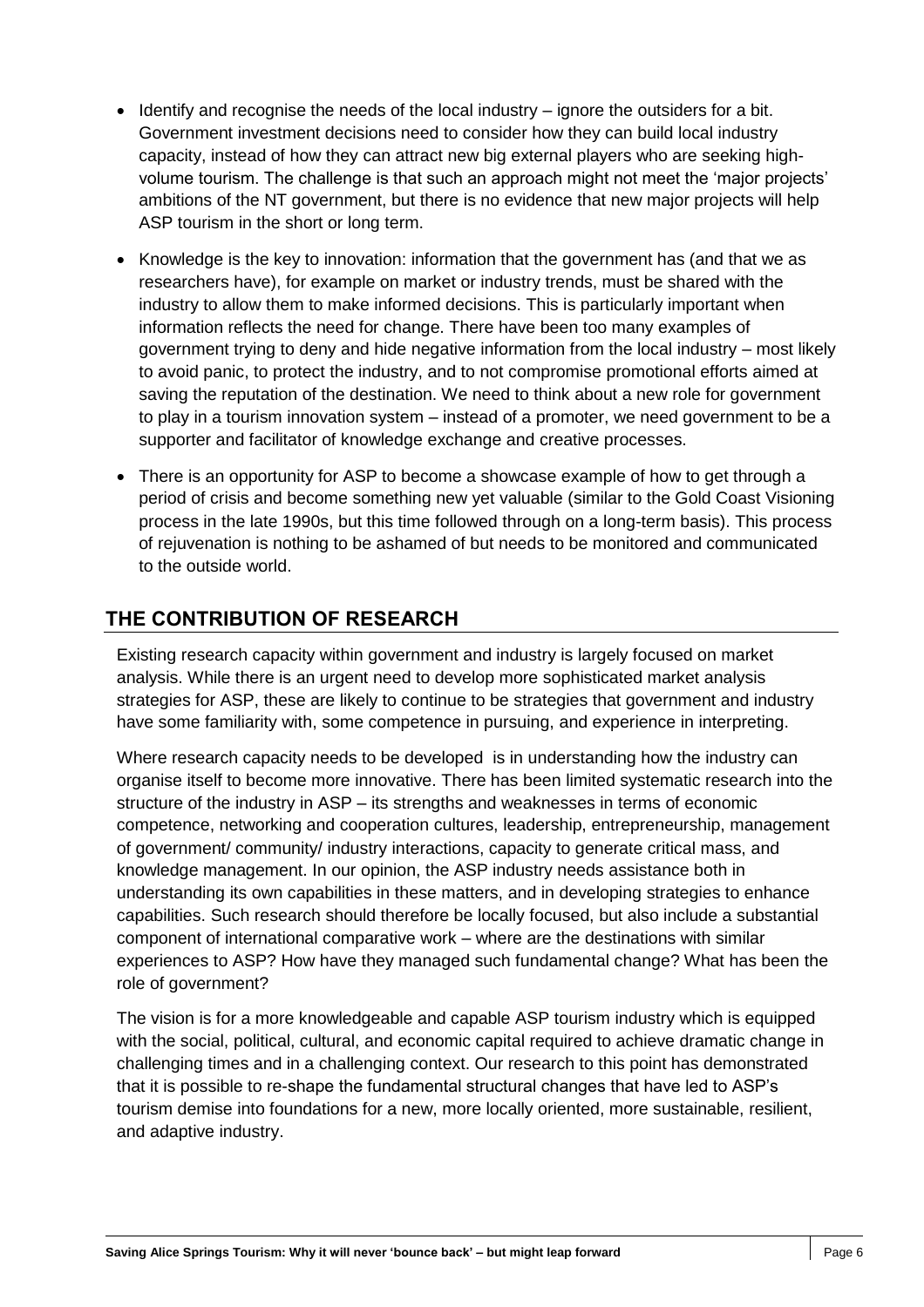- Identify and recognise the needs of the local industry – ignore the outsiders for a bit. Government investment decisions need to consider how they can build local industry capacity, instead of how they can attract new big external players who are seeking high-volume tourism. The challenge is that such an approach might not meet the 'major projects' ambitions of the NT government, but there is no evidence that new major projects will help ASP tourism in the short or long term.
- Knowledge is the key to innovation: information that the government has (and that we as researchers have), for example on market or industry trends, must be shared with the industry to allow them to make informed decisions. This is particularly important when information reflects the need for change. There have been too many examples of government trying to deny and hide negative information from the local industry – most likely to avoid panic, to protect the industry, and to not compromise promotional efforts aimed at saving the reputation of the destination. We need to think about a new role for government to play in a tourism innovation system – instead of a promoter, we need government to be a supporter and facilitator of knowledge exchange and creative processes.
- There is an opportunity for ASP to become a showcase example of how to get through a period of crisis and become something new yet valuable (similar to the Gold Coast Visioning process in the late 1990s, but this time followed through on a long-term basis). This process of rejuvenation is nothing to be ashamed of but needs to be monitored and communicated to the outside world.

## THE CONTRIBUTION OF RESEARCH

Existing research capacity within government and industry is largely focused on market analysis. While there is an urgent need to develop more sophisticated market analysis strategies for ASP, these are likely to continue to be strategies that government and industry have some familiarity with, some competence in pursuing, and experience in interpreting.

Where research capacity needs to be developed is in understanding how the industry can organise itself to become more innovative. There has been limited systematic research into the structure of the industry in ASP – its strengths and weaknesses in terms of economic competence, networking and cooperation cultures, leadership, entrepreneurship, management of government/ community/ industry interactions, capacity to generate critical mass, and knowledge management. In our opinion, the ASP industry needs assistance both in understanding its own capabilities in these matters, and in developing strategies to enhance capabilities. Such research should therefore be locally focused, but also include a substantial component of international comparative work – where are the destinations with similar experiences to ASP? How have they managed such fundamental change? What has been the role of government?

The vision is for a more knowledgeable and capable ASP tourism industry which is equipped with the social, political, cultural, and economic capital required to achieve dramatic change in challenging times and in a challenging context. Our research to this point has demonstrated that it is possible to re-shape the fundamental structural changes that have led to ASP's tourism demise into foundations for a new, more locally oriented, more sustainable, resilient, and adaptive industry.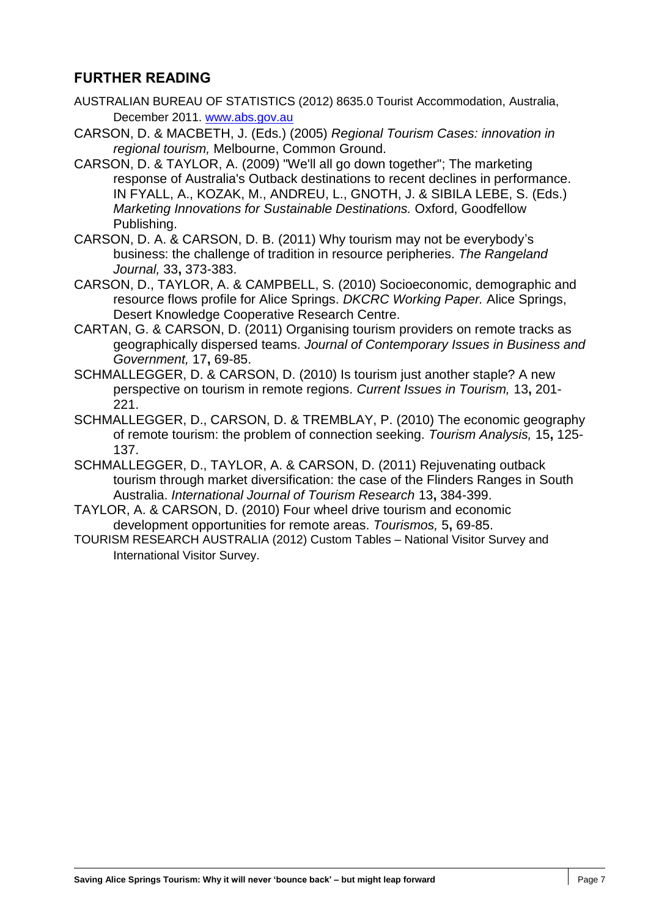## FURTHER READING

AUSTRALIAN BUREAU OF STATISTICS (2012) 8635.0 Tourist Accommodation, Australia, December 2011. www.abs.gov.au

CARSON, D. & MACBETH, J. (Eds.) (2005) *Regional Tourism Cases: innovation in regional tourism,* Melbourne, Common Ground.

CARSON, D. & TAYLOR, A. (2009) "We'll all go down together"; The marketing response of Australia's Outback destinations to recent declines in performance. IN FYALL, A., KOZAK, M., ANDREU, L., GNOTH, J. & SIBILA LEBE, S. (Eds.) *Marketing Innovations for Sustainable Destinations.* Oxford, Goodfellow Publishing.

CARSON, D. A. & CARSON, D. B. (2011) Why tourism may not be everybody's business: the challenge of tradition in resource peripheries. *The Rangeland Journal,* 33**,** 373-383.

CARSON, D., TAYLOR, A. & CAMPBELL, S. (2010) Socioeconomic, demographic and resource flows profile for Alice Springs. *DKCRC Working Paper.* Alice Springs, Desert Knowledge Cooperative Research Centre.

CARTAN, G. & CARSON, D. (2011) Organising tourism providers on remote tracks as geographically dispersed teams. *Journal of Contemporary Issues in Business and Government,* 17**,** 69-85.

SCHMALLEGGER, D. & CARSON, D. (2010) Is tourism just another staple? A new perspective on tourism in remote regions. *Current Issues in Tourism,* 13**,** 201-221.

SCHMALLEGGER, D., CARSON, D. & TREMBLAY, P. (2010) The economic geography of remote tourism: the problem of connection seeking. *Tourism Analysis,* 15**,** 125-137.

SCHMALLEGGER, D., TAYLOR, A. & CARSON, D. (2011) Rejuvenating outback tourism through market diversification: the case of the Flinders Ranges in South Australia. *International Journal of Tourism Research* 13**,** 384-399.

TAYLOR, A. & CARSON, D. (2010) Four wheel drive tourism and economic development opportunities for remote areas. *Tourismos,* 5**,** 69-85.

TOURISM RESEARCH AUSTRALIA (2012) Custom Tables – National Visitor Survey and International Visitor Survey.